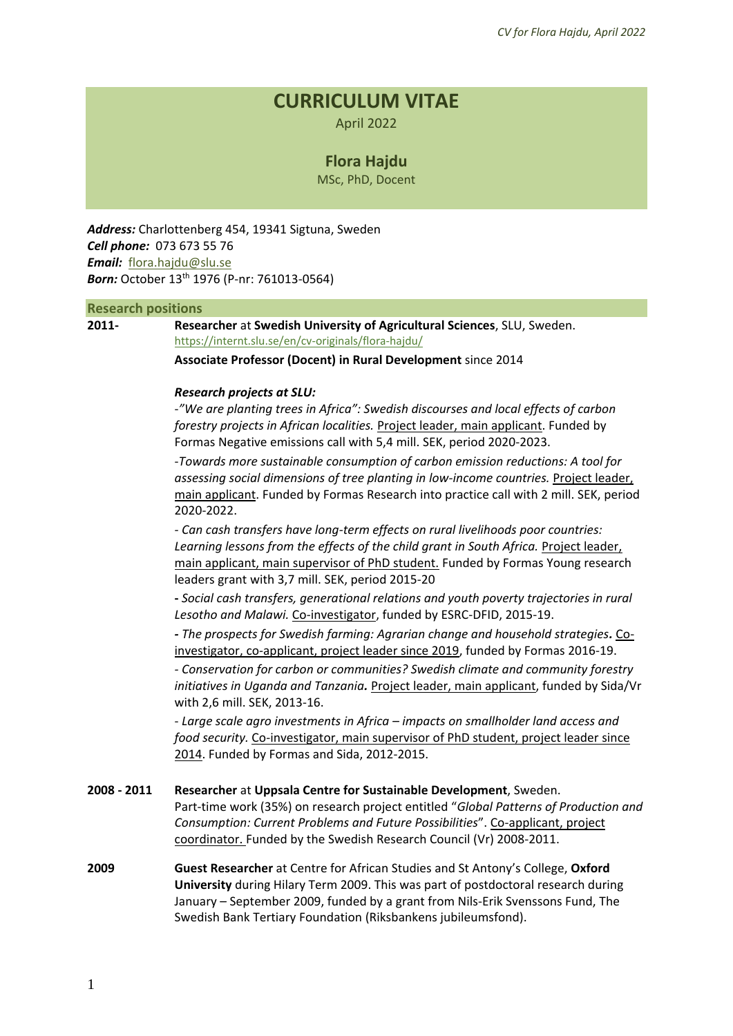# CURRICULUM VITAE

April 2022

## Flora Hajdu

MSc, PhD, Docent

***Address:*** Charlottenberg 454, 19341 Sigtuna, Sweden
***Cell phone:*** 073 673 55 76
***Email:*** flora.hajdu@slu.se
***Born:*** October 13th 1976 (P-nr: 761013-0564)

## Research positions

**2011-** **Researcher** at **Swedish University of Agricultural Sciences**, SLU, Sweden.
https://internt.slu.se/en/cv-originals/flora-hajdu/

**Associate Professor (Docent) in Rural Development** since 2014

***Research projects at SLU:***

-*"We are planting trees in Africa": Swedish discourses and local effects of carbon forestry projects in African localities.* Project leader, main applicant. Funded by Formas Negative emissions call with 5,4 mill. SEK, period 2020-2023.

-*Towards more sustainable consumption of carbon emission reductions: A tool for assessing social dimensions of tree planting in low-income countries.* Project leader, main applicant. Funded by Formas Research into practice call with 2 mill. SEK, period 2020-2022.

- *Can cash transfers have long-term effects on rural livelihoods poor countries: Learning lessons from the effects of the child grant in South Africa.* Project leader, main applicant, main supervisor of PhD student. Funded by Formas Young research leaders grant with 3,7 mill. SEK, period 2015-20

**-** *Social cash transfers, generational relations and youth poverty trajectories in rural Lesotho and Malawi.* Co-investigator, funded by ESRC-DFID, 2015-19.

**-** *The prospects for Swedish farming: Agrarian change and household strategies.* Co-investigator, co-applicant, project leader since 2019, funded by Formas 2016-19.

- *Conservation for carbon or communities? Swedish climate and community forestry initiatives in Uganda and Tanzania.* Project leader, main applicant, funded by Sida/Vr with 2,6 mill. SEK, 2013-16.

- *Large scale agro investments in Africa – impacts on smallholder land access and food security.* Co-investigator, main supervisor of PhD student, project leader since 2014. Funded by Formas and Sida, 2012-2015.

**2008 - 2011** **Researcher** at **Uppsala Centre for Sustainable Development**, Sweden.
Part-time work (35%) on research project entitled "*Global Patterns of Production and Consumption: Current Problems and Future Possibilities*". Co-applicant, project coordinator. Funded by the Swedish Research Council (Vr) 2008-2011.

**2009** **Guest Researcher** at Centre for African Studies and St Antony's College, **Oxford University** during Hilary Term 2009. This was part of postdoctoral research during January – September 2009, funded by a grant from Nils-Erik Svenssons Fund, The Swedish Bank Tertiary Foundation (Riksbankens jubileumsfond).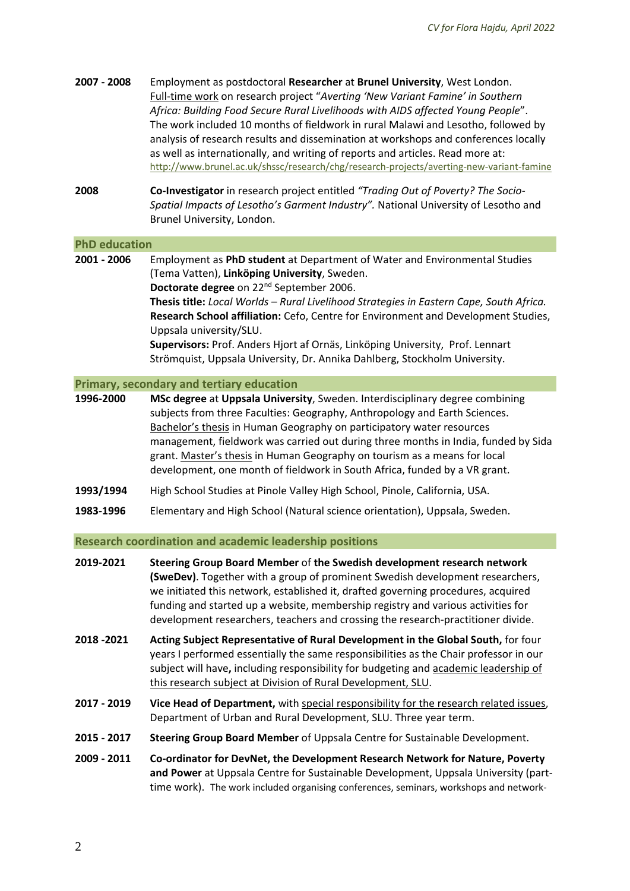**2007 - 2008** Employment as postdoctoral **Researcher** at **Brunel University**, West London. Full-time work on research project "*Averting 'New Variant Famine' in Southern Africa: Building Food Secure Rural Livelihoods with AIDS affected Young People*". The work included 10 months of fieldwork in rural Malawi and Lesotho, followed by analysis of research results and dissemination at workshops and conferences locally as well as internationally, and writing of reports and articles. Read more at: http://www.brunel.ac.uk/shssc/research/chg/research-projects/averting-new-variant-famine

**2008** **Co-Investigator** in research project entitled *"Trading Out of Poverty? The Socio-Spatial Impacts of Lesotho's Garment Industry".* National University of Lesotho and Brunel University, London.

## PhD education

**2001 - 2006** Employment as **PhD student** at Department of Water and Environmental Studies (Tema Vatten), **Linköping University**, Sweden.
**Doctorate degree** on 22nd September 2006.
**Thesis title:** *Local Worlds – Rural Livelihood Strategies in Eastern Cape, South Africa.*
**Research School affiliation:** Cefo, Centre for Environment and Development Studies, Uppsala university/SLU.
**Supervisors:** Prof. Anders Hjort af Ornäs, Linköping University, Prof. Lennart Strömquist, Uppsala University, Dr. Annika Dahlberg, Stockholm University.

## Primary, secondary and tertiary education

**1996-2000** **MSc degree** at **Uppsala University**, Sweden. Interdisciplinary degree combining subjects from three Faculties: Geography, Anthropology and Earth Sciences. Bachelor's thesis in Human Geography on participatory water resources management, fieldwork was carried out during three months in India, funded by Sida grant. Master's thesis in Human Geography on tourism as a means for local development, one month of fieldwork in South Africa, funded by a VR grant.

**1993/1994** High School Studies at Pinole Valley High School, Pinole, California, USA.

**1983-1996** Elementary and High School (Natural science orientation), Uppsala, Sweden.

## Research coordination and academic leadership positions

**2019-2021** **Steering Group Board Member** of **the Swedish development research network (SweDev)**. Together with a group of prominent Swedish development researchers, we initiated this network, established it, drafted governing procedures, acquired funding and started up a website, membership registry and various activities for development researchers, teachers and crossing the research-practitioner divide.

**2018 -2021** **Acting Subject Representative of Rural Development in the Global South,** for four years I performed essentially the same responsibilities as the Chair professor in our subject will have**,** including responsibility for budgeting and academic leadership of this research subject at Division of Rural Development, SLU.

**2017 - 2019** **Vice Head of Department,** with special responsibility for the research related issues, Department of Urban and Rural Development, SLU. Three year term.

**2015 - 2017** **Steering Group Board Member** of Uppsala Centre for Sustainable Development.

**2009 - 2011** **Co-ordinator for DevNet, the Development Research Network for Nature, Poverty and Power** at Uppsala Centre for Sustainable Development, Uppsala University (part-time work). The work included organising conferences, seminars, workshops and network-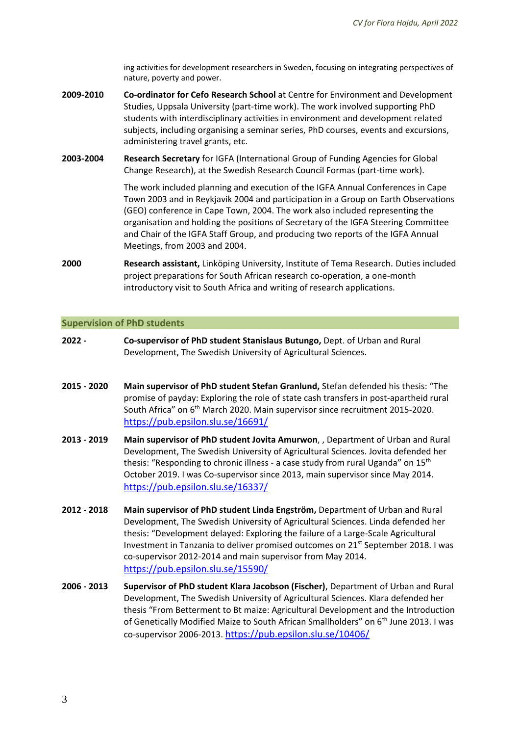ing activities for development researchers in Sweden, focusing on integrating perspectives of nature, poverty and power.

**2009-2010** **Co-ordinator for Cefo Research School** at Centre for Environment and Development Studies, Uppsala University (part-time work). The work involved supporting PhD students with interdisciplinary activities in environment and development related subjects, including organising a seminar series, PhD courses, events and excursions, administering travel grants, etc.

**2003-2004** **Research Secretary** for IGFA (International Group of Funding Agencies for Global Change Research), at the Swedish Research Council Formas (part-time work).

The work included planning and execution of the IGFA Annual Conferences in Cape Town 2003 and in Reykjavik 2004 and participation in a Group on Earth Observations (GEO) conference in Cape Town, 2004. The work also included representing the organisation and holding the positions of Secretary of the IGFA Steering Committee and Chair of the IGFA Staff Group, and producing two reports of the IGFA Annual Meetings, from 2003 and 2004.

**2000** **Research assistant,** Linköping University, Institute of Tema Research. Duties included project preparations for South African research co-operation, a one-month introductory visit to South Africa and writing of research applications.

## Supervision of PhD students

**2022 -** **Co-supervisor of PhD student Stanislaus Butungo,** Dept. of Urban and Rural Development, The Swedish University of Agricultural Sciences.

**2015 - 2020** **Main supervisor of PhD student Stefan Granlund,** Stefan defended his thesis: "The promise of payday: Exploring the role of state cash transfers in post-apartheid rural South Africa" on 6th March 2020. Main supervisor since recruitment 2015-2020. https://pub.epsilon.slu.se/16691/

**2013 - 2019** **Main supervisor of PhD student Jovita Amurwon**, , Department of Urban and Rural Development, The Swedish University of Agricultural Sciences. Jovita defended her thesis: "Responding to chronic illness - a case study from rural Uganda" on 15th October 2019. I was Co-supervisor since 2013, main supervisor since May 2014. https://pub.epsilon.slu.se/16337/

**2012 - 2018** **Main supervisor of PhD student Linda Engström,** Department of Urban and Rural Development, The Swedish University of Agricultural Sciences. Linda defended her thesis: "Development delayed: Exploring the failure of a Large-Scale Agricultural Investment in Tanzania to deliver promised outcomes on 21st September 2018. I was co-supervisor 2012-2014 and main supervisor from May 2014. https://pub.epsilon.slu.se/15590/

**2006 - 2013** **Supervisor of PhD student Klara Jacobson (Fischer)**, Department of Urban and Rural Development, The Swedish University of Agricultural Sciences. Klara defended her thesis "From Betterment to Bt maize: Agricultural Development and the Introduction of Genetically Modified Maize to South African Smallholders" on 6th June 2013. I was co-supervisor 2006-2013. https://pub.epsilon.slu.se/10406/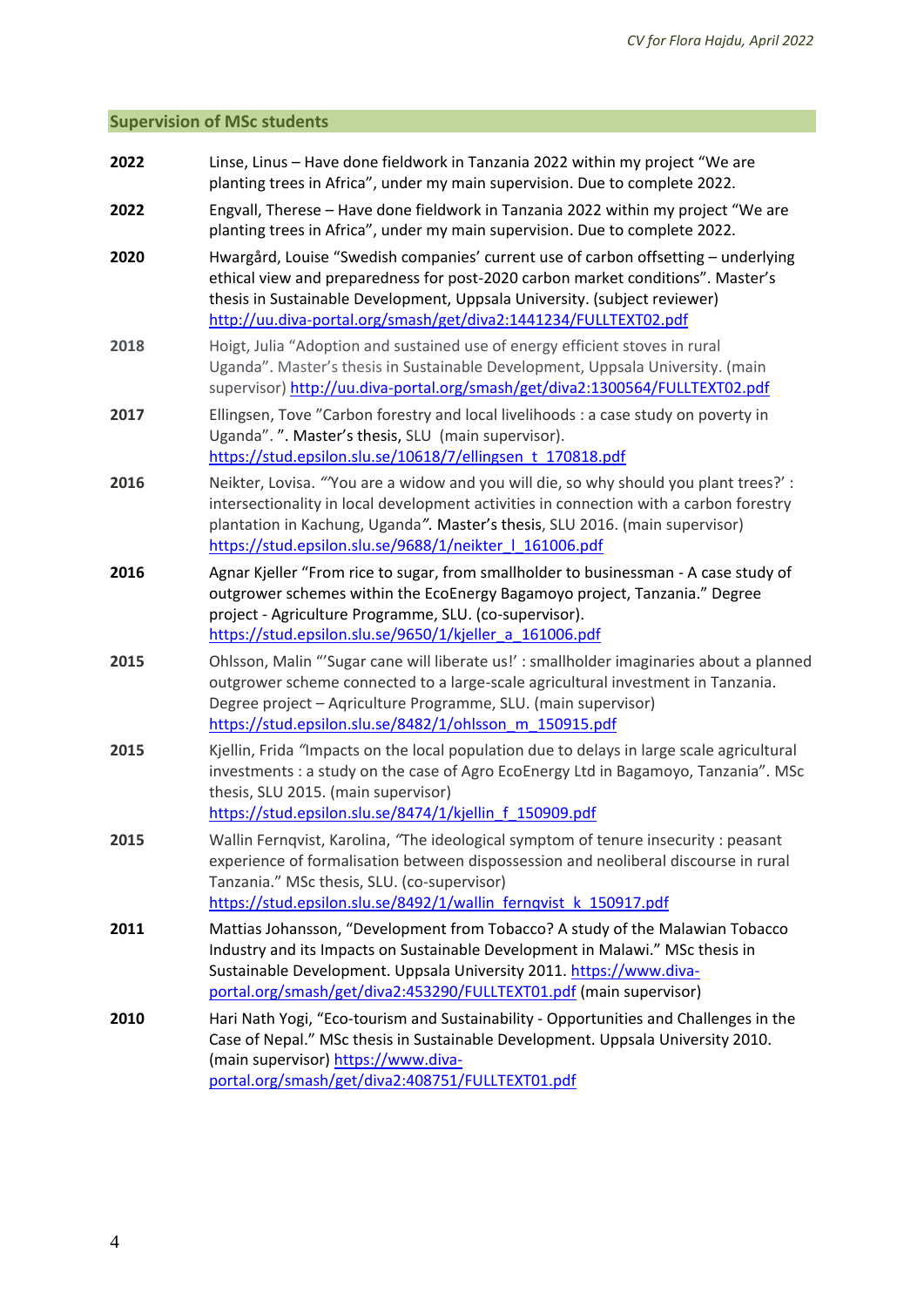## Supervision of MSc students

**2022** Linse, Linus – Have done fieldwork in Tanzania 2022 within my project "We are planting trees in Africa", under my main supervision. Due to complete 2022.

**2022** Engvall, Therese – Have done fieldwork in Tanzania 2022 within my project "We are planting trees in Africa", under my main supervision. Due to complete 2022.

**2020** Hwargård, Louise "Swedish companies' current use of carbon offsetting – underlying ethical view and preparedness for post-2020 carbon market conditions". Master's thesis in Sustainable Development, Uppsala University. (subject reviewer) http://uu.diva-portal.org/smash/get/diva2:1441234/FULLTEXT02.pdf

**2018** Hoigt, Julia "Adoption and sustained use of energy efficient stoves in rural Uganda". Master's thesis in Sustainable Development, Uppsala University. (main supervisor) http://uu.diva-portal.org/smash/get/diva2:1300564/FULLTEXT02.pdf

**2017** Ellingsen, Tove "Carbon forestry and local livelihoods : a case study on poverty in Uganda". ". Master's thesis, SLU (main supervisor). https://stud.epsilon.slu.se/10618/7/ellingsen_t_170818.pdf

**2016** Neikter, Lovisa. "'You are a widow and you will die, so why should you plant trees?' : intersectionality in local development activities in connection with a carbon forestry plantation in Kachung, Uganda". Master's thesis, SLU 2016. (main supervisor) https://stud.epsilon.slu.se/9688/1/neikter_l_161006.pdf

**2016** Agnar Kjeller "From rice to sugar, from smallholder to businessman - A case study of outgrower schemes within the EcoEnergy Bagamoyo project, Tanzania." Degree project - Agriculture Programme, SLU. (co-supervisor). https://stud.epsilon.slu.se/9650/1/kjeller_a_161006.pdf

**2015** Ohlsson, Malin "'Sugar cane will liberate us!' : smallholder imaginaries about a planned outgrower scheme connected to a large-scale agricultural investment in Tanzania. Degree project – Aqriculture Programme, SLU. (main supervisor) https://stud.epsilon.slu.se/8482/1/ohlsson_m_150915.pdf

**2015** Kjellin, Frida "Impacts on the local population due to delays in large scale agricultural investments : a study on the case of Agro EcoEnergy Ltd in Bagamoyo, Tanzania". MSc thesis, SLU 2015. (main supervisor) https://stud.epsilon.slu.se/8474/1/kjellin_f_150909.pdf

**2015** Wallin Fernqvist, Karolina, "The ideological symptom of tenure insecurity : peasant experience of formalisation between dispossession and neoliberal discourse in rural Tanzania." MSc thesis, SLU. (co-supervisor) https://stud.epsilon.slu.se/8492/1/wallin_fernqvist_k_150917.pdf

**2011** Mattias Johansson, "Development from Tobacco? A study of the Malawian Tobacco Industry and its Impacts on Sustainable Development in Malawi." MSc thesis in Sustainable Development. Uppsala University 2011. https://www.diva-portal.org/smash/get/diva2:453290/FULLTEXT01.pdf (main supervisor)

**2010** Hari Nath Yogi, "Eco-tourism and Sustainability - Opportunities and Challenges in the Case of Nepal." MSc thesis in Sustainable Development. Uppsala University 2010. (main supervisor) https://www.diva-portal.org/smash/get/diva2:408751/FULLTEXT01.pdf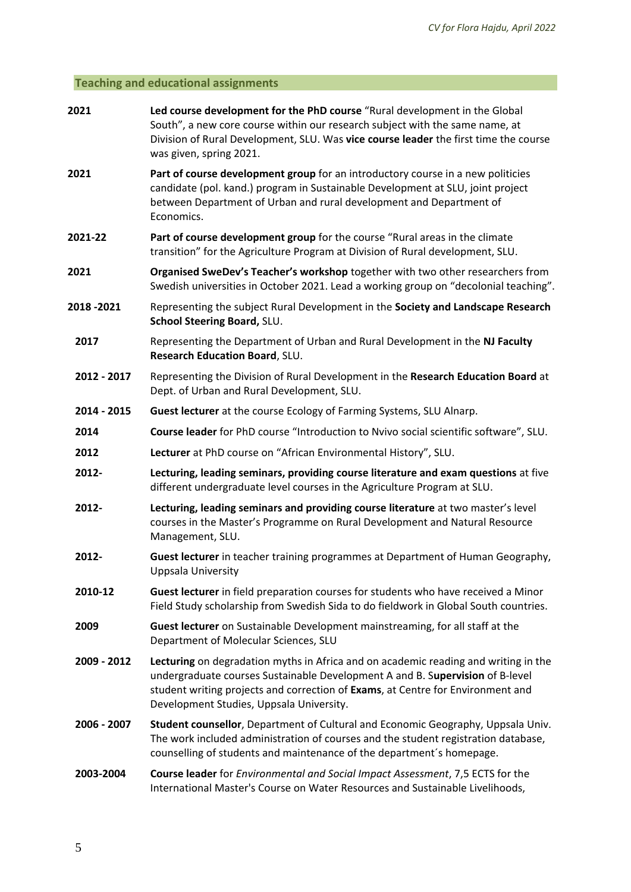## Teaching and educational assignments

**2021** **Led course development for the PhD course** "Rural development in the Global South", a new core course within our research subject with the same name, at Division of Rural Development, SLU. Was **vice course leader** the first time the course was given, spring 2021.

**2021** **Part of course development group** for an introductory course in a new politicies candidate (pol. kand.) program in Sustainable Development at SLU, joint project between Department of Urban and rural development and Department of Economics.

**2021-22** **Part of course development group** for the course "Rural areas in the climate transition" for the Agriculture Program at Division of Rural development, SLU.

**2021** **Organised SweDev's Teacher's workshop** together with two other researchers from Swedish universities in October 2021. Lead a working group on "decolonial teaching".

**2018 -2021** Representing the subject Rural Development in the **Society and Landscape Research School Steering Board,** SLU.

**2017** Representing the Department of Urban and Rural Development in the **NJ Faculty Research Education Board**, SLU.

**2012 - 2017** Representing the Division of Rural Development in the **Research Education Board** at Dept. of Urban and Rural Development, SLU.

**2014 - 2015** **Guest lecturer** at the course Ecology of Farming Systems, SLU Alnarp.

**2014** **Course leader** for PhD course "Introduction to Nvivo social scientific software", SLU.

**2012** **Lecturer** at PhD course on "African Environmental History", SLU.

**2012-** **Lecturing, leading seminars, providing course literature and exam questions** at five different undergraduate level courses in the Agriculture Program at SLU.

**2012-** **Lecturing, leading seminars and providing course literature** at two master's level courses in the Master's Programme on Rural Development and Natural Resource Management, SLU.

**2012-** **Guest lecturer** in teacher training programmes at Department of Human Geography, Uppsala University

**2010-12** **Guest lecturer** in field preparation courses for students who have received a Minor Field Study scholarship from Swedish Sida to do fieldwork in Global South countries.

**2009** **Guest lecturer** on Sustainable Development mainstreaming, for all staff at the Department of Molecular Sciences, SLU

**2009 - 2012** **Lecturing** on degradation myths in Africa and on academic reading and writing in the undergraduate courses Sustainable Development A and B. S**upervision** of B-level student writing projects and correction of **Exams**, at Centre for Environment and Development Studies, Uppsala University.

**2006 - 2007** **Student counsellor**, Department of Cultural and Economic Geography, Uppsala Univ. The work included administration of courses and the student registration database, counselling of students and maintenance of the department´s homepage.

**2003-2004** **Course leader** for *Environmental and Social Impact Assessment*, 7,5 ECTS for the International Master's Course on Water Resources and Sustainable Livelihoods,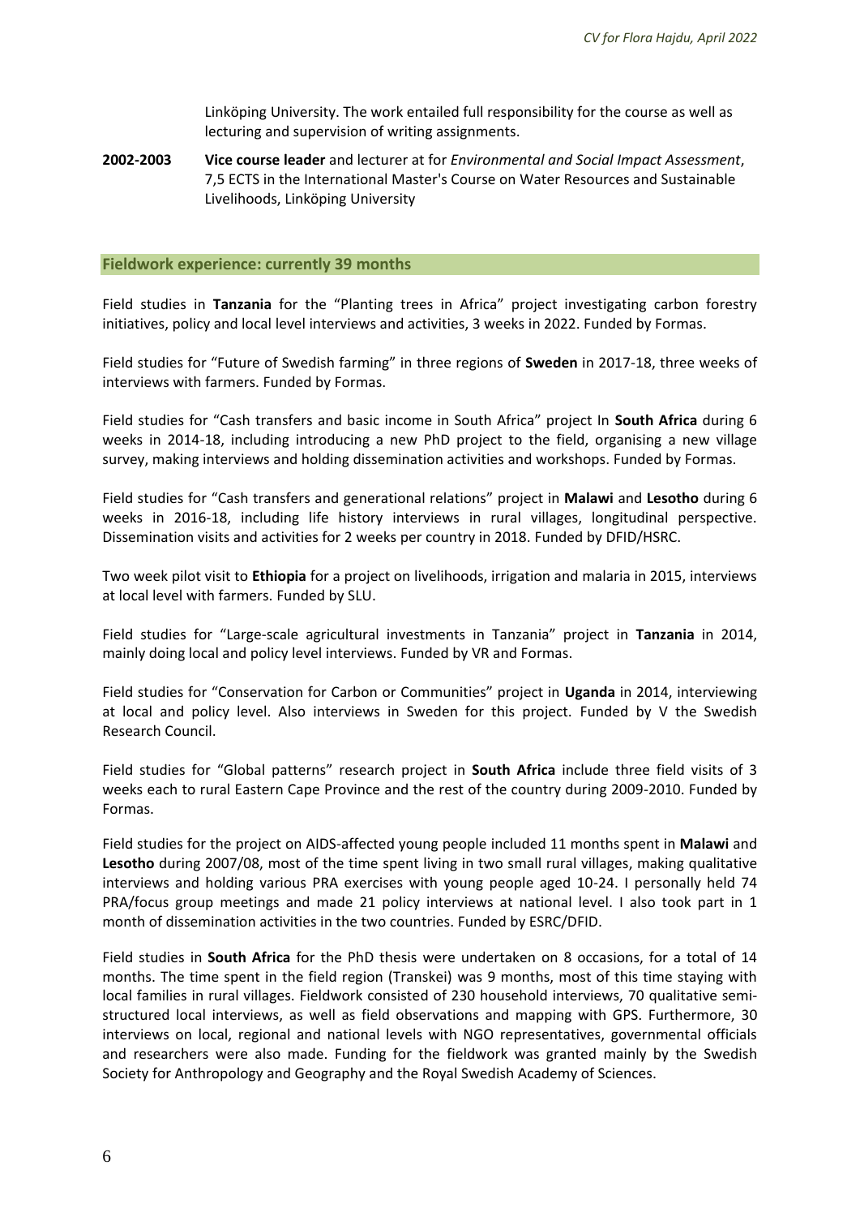Linköping University. The work entailed full responsibility for the course as well as lecturing and supervision of writing assignments.

**2002-2003** **Vice course leader** and lecturer at for *Environmental and Social Impact Assessment*, 7,5 ECTS in the International Master's Course on Water Resources and Sustainable Livelihoods, Linköping University

## Fieldwork experience: currently 39 months

Field studies in **Tanzania** for the "Planting trees in Africa" project investigating carbon forestry initiatives, policy and local level interviews and activities, 3 weeks in 2022. Funded by Formas.

Field studies for "Future of Swedish farming" in three regions of **Sweden** in 2017-18, three weeks of interviews with farmers. Funded by Formas.

Field studies for "Cash transfers and basic income in South Africa" project In **South Africa** during 6 weeks in 2014-18, including introducing a new PhD project to the field, organising a new village survey, making interviews and holding dissemination activities and workshops. Funded by Formas.

Field studies for "Cash transfers and generational relations" project in **Malawi** and **Lesotho** during 6 weeks in 2016-18, including life history interviews in rural villages, longitudinal perspective. Dissemination visits and activities for 2 weeks per country in 2018. Funded by DFID/HSRC.

Two week pilot visit to **Ethiopia** for a project on livelihoods, irrigation and malaria in 2015, interviews at local level with farmers. Funded by SLU.

Field studies for "Large-scale agricultural investments in Tanzania" project in **Tanzania** in 2014, mainly doing local and policy level interviews. Funded by VR and Formas.

Field studies for "Conservation for Carbon or Communities" project in **Uganda** in 2014, interviewing at local and policy level. Also interviews in Sweden for this project. Funded by V the Swedish Research Council.

Field studies for "Global patterns" research project in **South Africa** include three field visits of 3 weeks each to rural Eastern Cape Province and the rest of the country during 2009-2010. Funded by Formas.

Field studies for the project on AIDS-affected young people included 11 months spent in **Malawi** and **Lesotho** during 2007/08, most of the time spent living in two small rural villages, making qualitative interviews and holding various PRA exercises with young people aged 10-24. I personally held 74 PRA/focus group meetings and made 21 policy interviews at national level. I also took part in 1 month of dissemination activities in the two countries. Funded by ESRC/DFID.

Field studies in **South Africa** for the PhD thesis were undertaken on 8 occasions, for a total of 14 months. The time spent in the field region (Transkei) was 9 months, most of this time staying with local families in rural villages. Fieldwork consisted of 230 household interviews, 70 qualitative semi-structured local interviews, as well as field observations and mapping with GPS. Furthermore, 30 interviews on local, regional and national levels with NGO representatives, governmental officials and researchers were also made. Funding for the fieldwork was granted mainly by the Swedish Society for Anthropology and Geography and the Royal Swedish Academy of Sciences.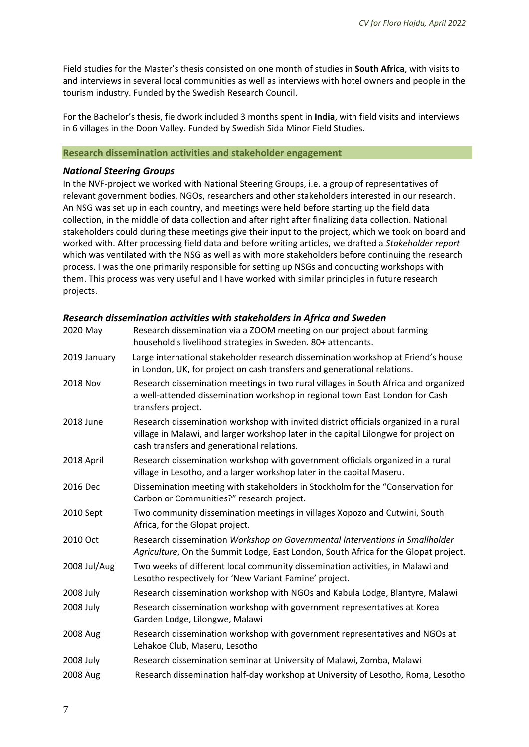Field studies for the Master's thesis consisted on one month of studies in **South Africa**, with visits to and interviews in several local communities as well as interviews with hotel owners and people in the tourism industry. Funded by the Swedish Research Council.

For the Bachelor's thesis, fieldwork included 3 months spent in **India**, with field visits and interviews in 6 villages in the Doon Valley. Funded by Swedish Sida Minor Field Studies.

## Research dissemination activities and stakeholder engagement

### *National Steering Groups*

In the NVF-project we worked with National Steering Groups, i.e. a group of representatives of relevant government bodies, NGOs, researchers and other stakeholders interested in our research. An NSG was set up in each country, and meetings were held before starting up the field data collection, in the middle of data collection and after right after finalizing data collection. National stakeholders could during these meetings give their input to the project, which we took on board and worked with. After processing field data and before writing articles, we drafted a *Stakeholder report* which was ventilated with the NSG as well as with more stakeholders before continuing the research process. I was the one primarily responsible for setting up NSGs and conducting workshops with them. This process was very useful and I have worked with similar principles in future research projects.

### *Research dissemination activities with stakeholders in Africa and Sweden*

| | |
|---|---|
| 2020 May | Research dissemination via a ZOOM meeting on our project about farming household's livelihood strategies in Sweden. 80+ attendants. |
| 2019 January | Large international stakeholder research dissemination workshop at Friend's house in London, UK, for project on cash transfers and generational relations. |
| 2018 Nov | Research dissemination meetings in two rural villages in South Africa and organized a well-attended dissemination workshop in regional town East London for Cash transfers project. |
| 2018 June | Research dissemination workshop with invited district officials organized in a rural village in Malawi, and larger workshop later in the capital Lilongwe for project on cash transfers and generational relations. |
| 2018 April | Research dissemination workshop with government officials organized in a rural village in Lesotho, and a larger workshop later in the capital Maseru. |
| 2016 Dec | Dissemination meeting with stakeholders in Stockholm for the "Conservation for Carbon or Communities?" research project. |
| 2010 Sept | Two community dissemination meetings in villages Xopozo and Cutwini, South Africa, for the Glopat project. |
| 2010 Oct | Research dissemination *Workshop on Governmental Interventions in Smallholder Agriculture*, On the Summit Lodge, East London, South Africa for the Glopat project. |
| 2008 Jul/Aug | Two weeks of different local community dissemination activities, in Malawi and Lesotho respectively for 'New Variant Famine' project. |
| 2008 July | Research dissemination workshop with NGOs and Kabula Lodge, Blantyre, Malawi |
| 2008 July | Research dissemination workshop with government representatives at Korea Garden Lodge, Lilongwe, Malawi |
| 2008 Aug | Research dissemination workshop with government representatives and NGOs at Lehakoe Club, Maseru, Lesotho |
| 2008 July | Research dissemination seminar at University of Malawi, Zomba, Malawi |
| 2008 Aug | Research dissemination half-day workshop at University of Lesotho, Roma, Lesotho |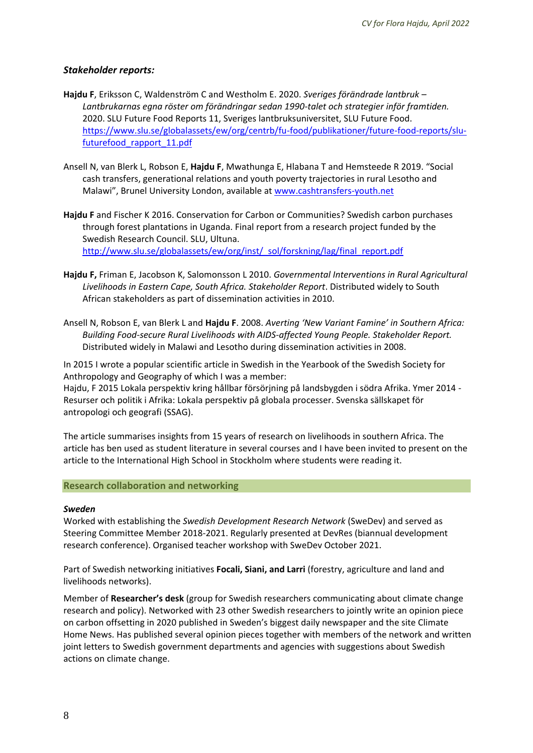### *Stakeholder reports:*

**Hajdu F**, Eriksson C, Waldenström C and Westholm E. 2020. *Sveriges förändrade lantbruk – Lantbrukarnas egna röster om förändringar sedan 1990-talet och strategier inför framtiden.* 2020. SLU Future Food Reports 11, Sveriges lantbruksuniversitet, SLU Future Food. https://www.slu.se/globalassets/ew/org/centrb/fu-food/publikationer/future-food-reports/slu-futurefood_rapport_11.pdf

Ansell N, van Blerk L, Robson E, **Hajdu F**, Mwathunga E, Hlabana T and Hemsteede R 2019. "Social cash transfers, generational relations and youth poverty trajectories in rural Lesotho and Malawi", Brunel University London, available at www.cashtransfers-youth.net

**Hajdu F** and Fischer K 2016. Conservation for Carbon or Communities? Swedish carbon purchases through forest plantations in Uganda. Final report from a research project funded by the Swedish Research Council. SLU, Ultuna. http://www.slu.se/globalassets/ew/org/inst/_sol/forskning/lag/final_report.pdf

**Hajdu F,** Friman E, Jacobson K, Salomonsson L 2010. *Governmental Interventions in Rural Agricultural Livelihoods in Eastern Cape, South Africa. Stakeholder Report*. Distributed widely to South African stakeholders as part of dissemination activities in 2010.

Ansell N, Robson E, van Blerk L and **Hajdu F**. 2008. *Averting 'New Variant Famine' in Southern Africa: Building Food-secure Rural Livelihoods with AIDS-affected Young People. Stakeholder Report.* Distributed widely in Malawi and Lesotho during dissemination activities in 2008.

In 2015 I wrote a popular scientific article in Swedish in the Yearbook of the Swedish Society for Anthropology and Geography of which I was a member:
Hajdu, F 2015 Lokala perspektiv kring hållbar försörjning på landsbygden i södra Afrika. Ymer 2014 - Resurser och politik i Afrika: Lokala perspektiv på globala processer. Svenska sällskapet för antropologi och geografi (SSAG).

The article summarises insights from 15 years of research on livelihoods in southern Africa. The article has ben used as student literature in several courses and I have been invited to present on the article to the International High School in Stockholm where students were reading it.

## Research collaboration and networking

### *Sweden*

Worked with establishing the *Swedish Development Research Network* (SweDev) and served as Steering Committee Member 2018-2021. Regularly presented at DevRes (biannual development research conference). Organised teacher workshop with SweDev October 2021.

Part of Swedish networking initiatives **Focali, Siani, and Larri** (forestry, agriculture and land and livelihoods networks).

Member of **Researcher's desk** (group for Swedish researchers communicating about climate change research and policy). Networked with 23 other Swedish researchers to jointly write an opinion piece on carbon offsetting in 2020 published in Sweden's biggest daily newspaper and the site Climate Home News. Has published several opinion pieces together with members of the network and written joint letters to Swedish government departments and agencies with suggestions about Swedish actions on climate change.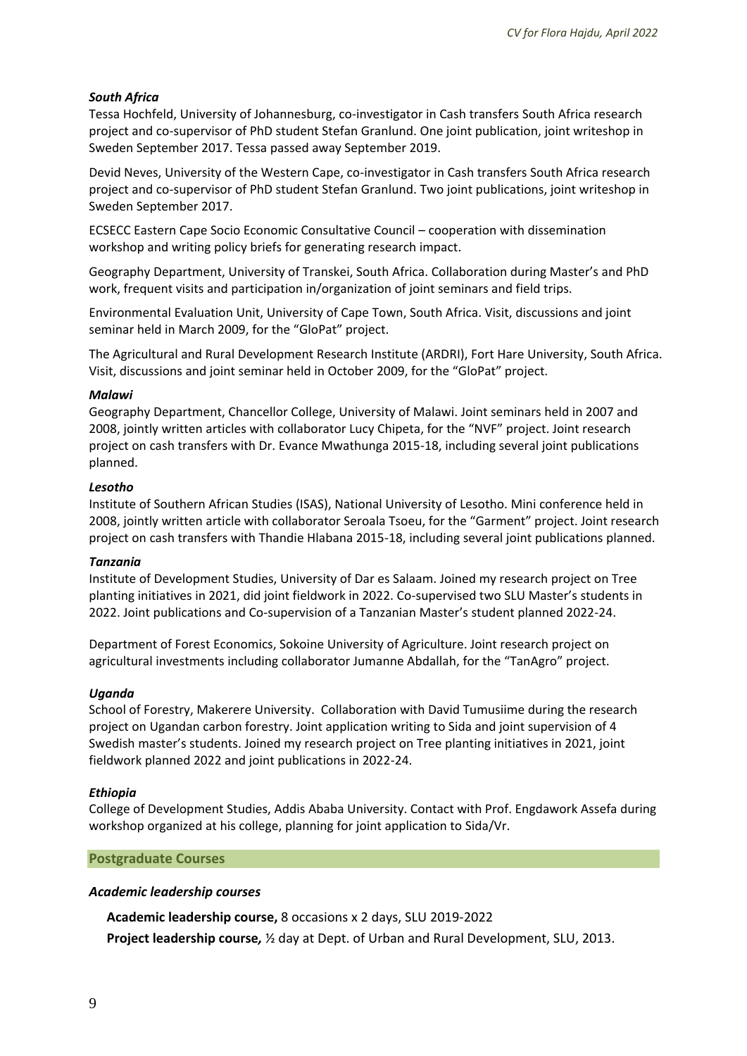***South Africa***

Tessa Hochfeld, University of Johannesburg, co-investigator in Cash transfers South Africa research project and co-supervisor of PhD student Stefan Granlund. One joint publication, joint writeshop in Sweden September 2017. Tessa passed away September 2019.

Devid Neves, University of the Western Cape, co-investigator in Cash transfers South Africa research project and co-supervisor of PhD student Stefan Granlund. Two joint publications, joint writeshop in Sweden September 2017.

ECSECC Eastern Cape Socio Economic Consultative Council – cooperation with dissemination workshop and writing policy briefs for generating research impact.

Geography Department, University of Transkei, South Africa. Collaboration during Master's and PhD work, frequent visits and participation in/organization of joint seminars and field trips.

Environmental Evaluation Unit, University of Cape Town, South Africa. Visit, discussions and joint seminar held in March 2009, for the "GloPat" project.

The Agricultural and Rural Development Research Institute (ARDRI), Fort Hare University, South Africa. Visit, discussions and joint seminar held in October 2009, for the "GloPat" project.

***Malawi***

Geography Department, Chancellor College, University of Malawi. Joint seminars held in 2007 and 2008, jointly written articles with collaborator Lucy Chipeta, for the "NVF" project. Joint research project on cash transfers with Dr. Evance Mwathunga 2015-18, including several joint publications planned.

***Lesotho***

Institute of Southern African Studies (ISAS), National University of Lesotho. Mini conference held in 2008, jointly written article with collaborator Seroala Tsoeu, for the "Garment" project. Joint research project on cash transfers with Thandie Hlabana 2015-18, including several joint publications planned.

***Tanzania***

Institute of Development Studies, University of Dar es Salaam. Joined my research project on Tree planting initiatives in 2021, did joint fieldwork in 2022. Co-supervised two SLU Master's students in 2022. Joint publications and Co-supervision of a Tanzanian Master's student planned 2022-24.

Department of Forest Economics, Sokoine University of Agriculture. Joint research project on agricultural investments including collaborator Jumanne Abdallah, for the "TanAgro" project.

***Uganda***

School of Forestry, Makerere University. Collaboration with David Tumusiime during the research project on Ugandan carbon forestry. Joint application writing to Sida and joint supervision of 4 Swedish master's students. Joined my research project on Tree planting initiatives in 2021, joint fieldwork planned 2022 and joint publications in 2022-24.

***Ethiopia***

College of Development Studies, Addis Ababa University. Contact with Prof. Engdawork Assefa during workshop organized at his college, planning for joint application to Sida/Vr.

## Postgraduate Courses

### *Academic leadership courses*

**Academic leadership course,** 8 occasions x 2 days, SLU 2019-2022

**Project leadership course,** ½ day at Dept. of Urban and Rural Development, SLU, 2013.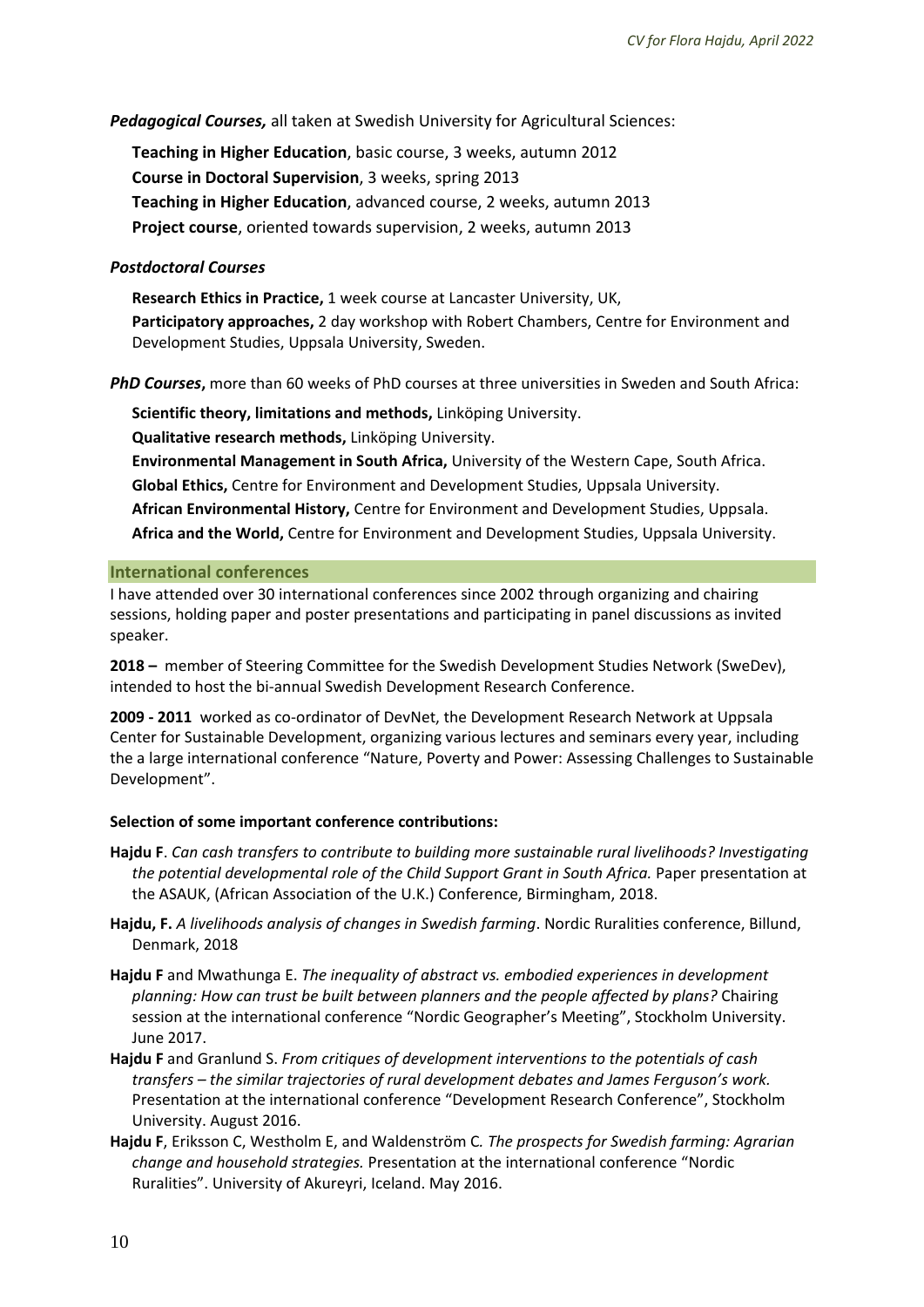***Pedagogical Courses,*** all taken at Swedish University for Agricultural Sciences:

**Teaching in Higher Education**, basic course, 3 weeks, autumn 2012
**Course in Doctoral Supervision**, 3 weeks, spring 2013
**Teaching in Higher Education**, advanced course, 2 weeks, autumn 2013
**Project course**, oriented towards supervision, 2 weeks, autumn 2013

***Postdoctoral Courses***

**Research Ethics in Practice,** 1 week course at Lancaster University, UK,
**Participatory approaches,** 2 day workshop with Robert Chambers, Centre for Environment and Development Studies, Uppsala University, Sweden.

***PhD Courses*,** more than 60 weeks of PhD courses at three universities in Sweden and South Africa:

**Scientific theory, limitations and methods,** Linköping University.
**Qualitative research methods,** Linköping University.
**Environmental Management in South Africa,** University of the Western Cape, South Africa.
**Global Ethics,** Centre for Environment and Development Studies, Uppsala University.
**African Environmental History,** Centre for Environment and Development Studies, Uppsala.
**Africa and the World,** Centre for Environment and Development Studies, Uppsala University.

## International conferences

I have attended over 30 international conferences since 2002 through organizing and chairing sessions, holding paper and poster presentations and participating in panel discussions as invited speaker.

**2018 –** member of Steering Committee for the Swedish Development Studies Network (SweDev), intended to host the bi-annual Swedish Development Research Conference.

**2009 - 2011** worked as co-ordinator of DevNet, the Development Research Network at Uppsala Center for Sustainable Development, organizing various lectures and seminars every year, including the a large international conference "Nature, Poverty and Power: Assessing Challenges to Sustainable Development".

**Selection of some important conference contributions:**

**Hajdu F**. *Can cash transfers to contribute to building more sustainable rural livelihoods? Investigating the potential developmental role of the Child Support Grant in South Africa.* Paper presentation at the ASAUK, (African Association of the U.K.) Conference, Birmingham, 2018.

**Hajdu, F.** *A livelihoods analysis of changes in Swedish farming*. Nordic Ruralities conference, Billund, Denmark, 2018

**Hajdu F** and Mwathunga E. *The inequality of abstract vs. embodied experiences in development planning: How can trust be built between planners and the people affected by plans?* Chairing session at the international conference "Nordic Geographer's Meeting", Stockholm University. June 2017.

**Hajdu F** and Granlund S. *From critiques of development interventions to the potentials of cash transfers – the similar trajectories of rural development debates and James Ferguson's work.* Presentation at the international conference "Development Research Conference", Stockholm University. August 2016.

**Hajdu F**, Eriksson C, Westholm E, and Waldenström C*. The prospects for Swedish farming: Agrarian change and household strategies.* Presentation at the international conference "Nordic Ruralities". University of Akureyri, Iceland. May 2016.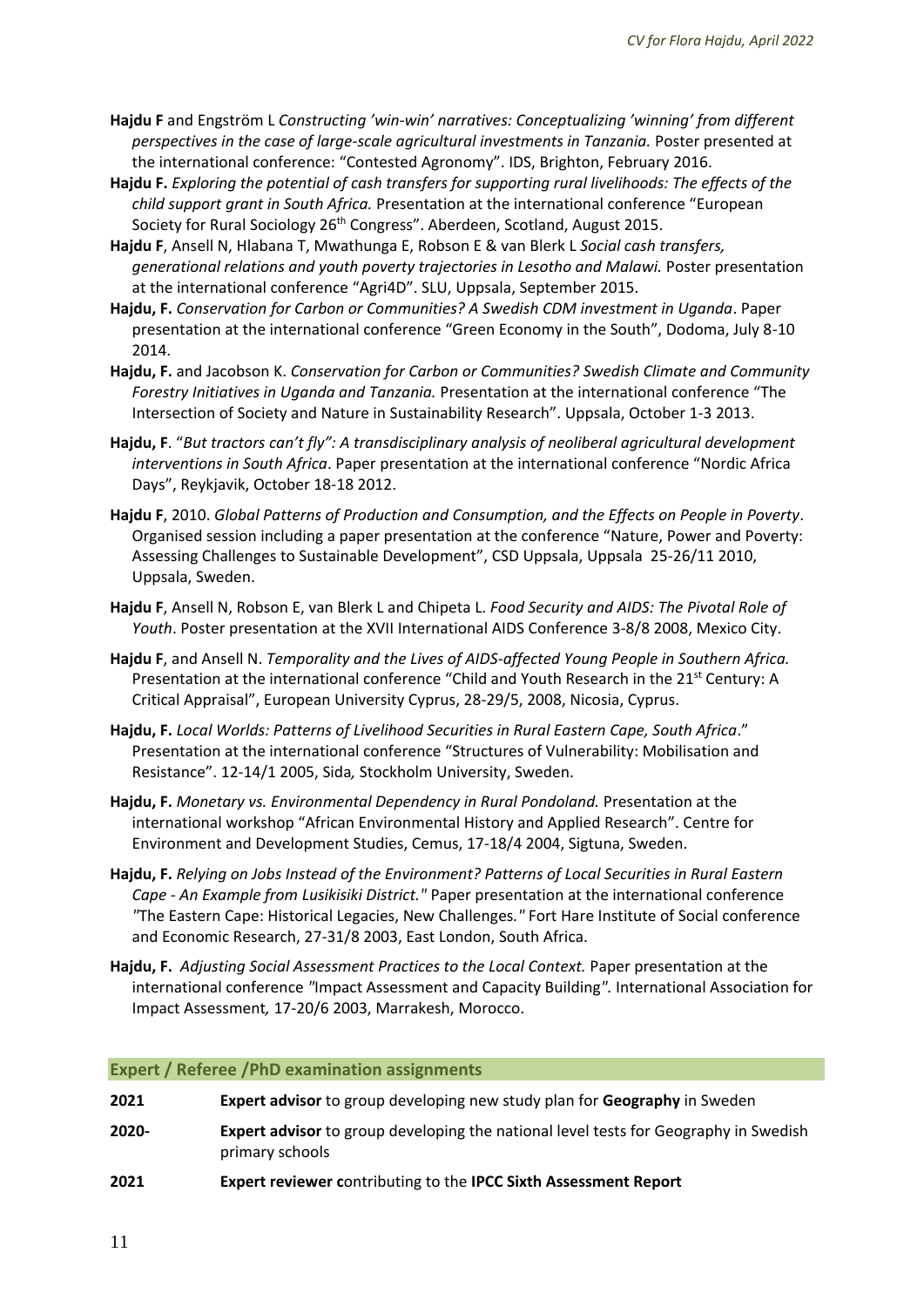**Hajdu F** and Engström L *Constructing 'win-win' narratives: Conceptualizing 'winning' from different perspectives in the case of large-scale agricultural investments in Tanzania.* Poster presented at the international conference: "Contested Agronomy". IDS, Brighton, February 2016.

**Hajdu F.** *Exploring the potential of cash transfers for supporting rural livelihoods: The effects of the child support grant in South Africa.* Presentation at the international conference "European Society for Rural Sociology 26th Congress". Aberdeen, Scotland, August 2015.

**Hajdu F**, Ansell N, Hlabana T, Mwathunga E, Robson E & van Blerk L *Social cash transfers, generational relations and youth poverty trajectories in Lesotho and Malawi.* Poster presentation at the international conference "Agri4D". SLU, Uppsala, September 2015.

**Hajdu, F.** *Conservation for Carbon or Communities? A Swedish CDM investment in Uganda*. Paper presentation at the international conference "Green Economy in the South", Dodoma, July 8-10 2014.

**Hajdu, F.** and Jacobson K. *Conservation for Carbon or Communities? Swedish Climate and Community Forestry Initiatives in Uganda and Tanzania.* Presentation at the international conference "The Intersection of Society and Nature in Sustainability Research". Uppsala, October 1-3 2013.

**Hajdu, F**. "*But tractors can't fly": A transdisciplinary analysis of neoliberal agricultural development interventions in South Africa*. Paper presentation at the international conference "Nordic Africa Days", Reykjavik, October 18-18 2012.

**Hajdu F**, 2010. *Global Patterns of Production and Consumption, and the Effects on People in Poverty*. Organised session including a paper presentation at the conference "Nature, Power and Poverty: Assessing Challenges to Sustainable Development", CSD Uppsala, Uppsala 25-26/11 2010, Uppsala, Sweden.

**Hajdu F**, Ansell N, Robson E, van Blerk L and Chipeta L. *Food Security and AIDS: The Pivotal Role of Youth*. Poster presentation at the XVII International AIDS Conference 3-8/8 2008, Mexico City.

**Hajdu F**, and Ansell N. *Temporality and the Lives of AIDS-affected Young People in Southern Africa.* Presentation at the international conference "Child and Youth Research in the 21st Century: A Critical Appraisal", European University Cyprus, 28-29/5, 2008, Nicosia, Cyprus.

**Hajdu, F.** *Local Worlds: Patterns of Livelihood Securities in Rural Eastern Cape, South Africa*." Presentation at the international conference "Structures of Vulnerability: Mobilisation and Resistance". 12-14/1 2005, Sida*,* Stockholm University, Sweden.

**Hajdu, F.** *Monetary vs. Environmental Dependency in Rural Pondoland.* Presentation at the international workshop "African Environmental History and Applied Research". Centre for Environment and Development Studies, Cemus, 17-18/4 2004, Sigtuna, Sweden.

**Hajdu, F.** *Relying on Jobs Instead of the Environment? Patterns of Local Securities in Rural Eastern Cape - An Example from Lusikisiki District."* Paper presentation at the international conference *"*The Eastern Cape: Historical Legacies, New Challenges*."* Fort Hare Institute of Social conference and Economic Research, 27-31/8 2003, East London, South Africa.

**Hajdu, F.** *Adjusting Social Assessment Practices to the Local Context.* Paper presentation at the international conference *"*Impact Assessment and Capacity Building*".* International Association for Impact Assessment*,* 17-20/6 2003, Marrakesh, Morocco.

## Expert / Referee /PhD examination assignments

| | |
|---|---|
| **2021** | **Expert advisor** to group developing new study plan for **Geography** in Sweden |
| **2020-** | **Expert advisor** to group developing the national level tests for Geography in Swedish primary schools |
| **2021** | **Expert reviewer c**ontributing to the **IPCC Sixth Assessment Report** |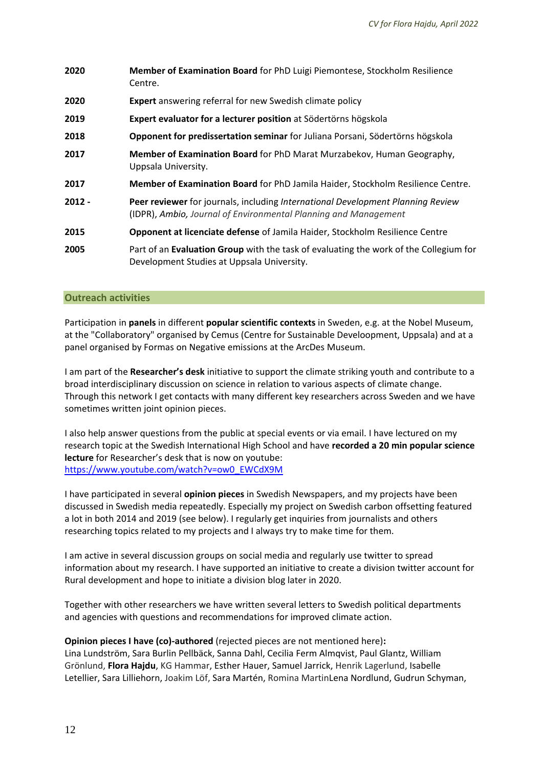| | |
|---|---|
| 2020 | **Member of Examination Board** for PhD Luigi Piemontese, Stockholm Resilience Centre. |
| 2020 | **Expert** answering referral for new Swedish climate policy |
| 2019 | **Expert evaluator for a lecturer position** at Södertörns högskola |
| 2018 | **Opponent for predissertation seminar** for Juliana Porsani, Södertörns högskola |
| 2017 | **Member of Examination Board** for PhD Marat Murzabekov, Human Geography, Uppsala University. |
| 2017 | **Member of Examination Board** for PhD Jamila Haider, Stockholm Resilience Centre. |
| 2012 - | **Peer reviewer** for journals, including *International Development Planning Review* (IDPR), *Ambio, Journal of Environmental Planning and Management* |
| 2015 | **Opponent at licenciate defense** of Jamila Haider, Stockholm Resilience Centre |
| 2005 | Part of an **Evaluation Group** with the task of evaluating the work of the Collegium for Development Studies at Uppsala University. |

## Outreach activities

Participation in **panels** in different **popular scientific contexts** in Sweden, e.g. at the Nobel Museum, at the "Collaboratory" organised by Cemus (Centre for Sustainable Develoopment, Uppsala) and at a panel organised by Formas on Negative emissions at the ArcDes Museum.

I am part of the **Researcher's desk** initiative to support the climate striking youth and contribute to a broad interdisciplinary discussion on science in relation to various aspects of climate change. Through this network I get contacts with many different key researchers across Sweden and we have sometimes written joint opinion pieces.

I also help answer questions from the public at special events or via email. I have lectured on my research topic at the Swedish International High School and have **recorded a 20 min popular science lecture** for Researcher's desk that is now on youtube: https://www.youtube.com/watch?v=ow0_EWCdX9M

I have participated in several **opinion pieces** in Swedish Newspapers, and my projects have been discussed in Swedish media repeatedly. Especially my project on Swedish carbon offsetting featured a lot in both 2014 and 2019 (see below). I regularly get inquiries from journalists and others researching topics related to my projects and I always try to make time for them.

I am active in several discussion groups on social media and regularly use twitter to spread information about my research. I have supported an initiative to create a division twitter account for Rural development and hope to initiate a division blog later in 2020.

Together with other researchers we have written several letters to Swedish political departments and agencies with questions and recommendations for improved climate action.

**Opinion pieces I have (co)-authored** (rejected pieces are not mentioned here)**:**
Lina Lundström, Sara Burlin Pellbäck, Sanna Dahl, Cecilia Ferm Almqvist, Paul Glantz, William Grönlund, **Flora Hajdu**, KG Hammar, Esther Hauer, Samuel Jarrick, Henrik Lagerlund, Isabelle Letellier, Sara Lilliehorn, Joakim Löf, Sara Martén, Romina MartinLena Nordlund, Gudrun Schyman,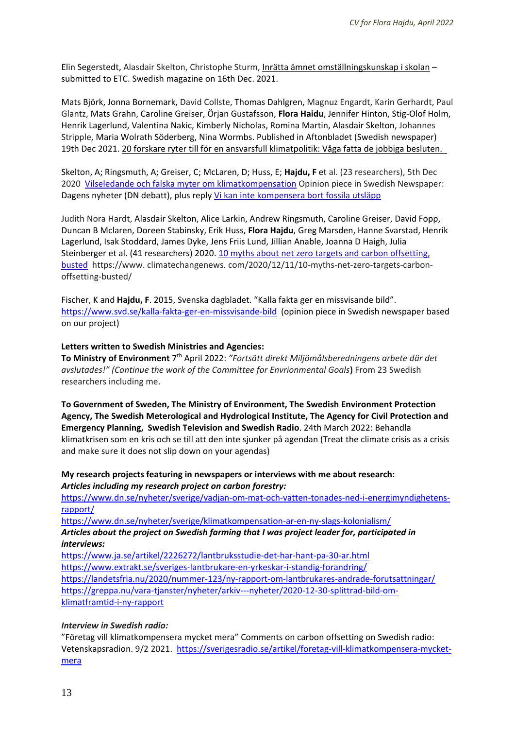Elin Segerstedt, Alasdair Skelton, Christophe Sturm, Inrätta ämnet omställningskunskap i skolan – submitted to ETC. Swedish magazine on 16th Dec. 2021.

Mats Björk, Jonna Bornemark, David Collste, Thomas Dahlgren, Magnuz Engardt, Karin Gerhardt, Paul Glantz, Mats Grahn, Caroline Greiser, Örjan Gustafsson, **Flora Haidu**, Jennifer Hinton, Stig-Olof Holm, Henrik Lagerlund, Valentina Nakic, Kimberly Nicholas, Romina Martin, Alasdair Skelton, Johannes Stripple, Maria Wolrath Söderberg, Nina Wormbs. Published in Aftonbladet (Swedish newspaper) 19th Dec 2021. 20 forskare ryter till för en ansvarsfull klimatpolitik: Våga fatta de jobbiga besluten.

Skelton, A; Ringsmuth, A; Greiser, C; McLaren, D; Huss, E; **Hajdu, F** et al. (23 researchers), 5th Dec 2020 Vilseledande och falska myter om klimatkompensation Opinion piece in Swedish Newspaper: Dagens nyheter (DN debatt), plus reply Vi kan inte kompensera bort fossila utsläpp

Judith Nora Hardt, Alasdair Skelton, Alice Larkin, Andrew Ringsmuth, Caroline Greiser, David Fopp, Duncan B Mclaren, Doreen Stabinsky, Erik Huss, **Flora Hajdu**, Greg Marsden, Hanne Svarstad, Henrik Lagerlund, Isak Stoddard, James Dyke, Jens Friis Lund, Jillian Anable, Joanna D Haigh, Julia Steinberger et al. (41 researchers) 2020. 10 myths about net zero targets and carbon offsetting, busted https://www. climatechangenews. com/2020/12/11/10-myths-net-zero-targets-carbon-offsetting-busted/

Fischer, K and **Hajdu, F**. 2015, Svenska dagbladet. "Kalla fakta ger en missvisande bild". https://www.svd.se/kalla-fakta-ger-en-missvisande-bild (opinion piece in Swedish newspaper based on our project)

**Letters written to Swedish Ministries and Agencies:**

**To Ministry of Environment** 7th April 2022: *"Fortsätt direkt Miljömålsberedningens arbete där det avslutades!" (Continue the work of the Committee for Envrionmental Goals*) From 23 Swedish researchers including me.

**To Government of Sweden, The Ministry of Environment, The Swedish Environment Protection Agency, The Swedish Meterological and Hydrological Institute, The Agency for Civil Protection and Emergency Planning, Swedish Television and Swedish Radio**. 24th March 2022: Behandla klimatkrisen som en kris och se till att den inte sjunker på agendan (Treat the climate crisis as a crisis and make sure it does not slip down on your agendas)

**My research projects featuring in newspapers or interviews with me about research:**

***Articles including my research project on carbon forestry:***

https://www.dn.se/nyheter/sverige/vadjan-om-mat-och-vatten-tonades-ned-i-energimyndighetens-rapport/

https://www.dn.se/nyheter/sverige/klimatkompensation-ar-en-ny-slags-kolonialism/

***Articles about the project on Swedish farming that I was project leader for, participated in interviews:***

https://www.ja.se/artikel/2226272/lantbruksstudie-det-har-hant-pa-30-ar.html

https://www.extrakt.se/sveriges-lantbrukare-en-yrkeskar-i-standig-forandring/

https://landetsfria.nu/2020/nummer-123/ny-rapport-om-lantbrukares-andrade-forutsattningar/

https://greppa.nu/vara-tjanster/nyheter/arkiv---nyheter/2020-12-30-splittrad-bild-om-klimatframtid-i-ny-rapport

***Interview in Swedish radio:***

"Företag vill klimatkompensera mycket mera" Comments on carbon offsetting on Swedish radio: Vetenskapsradion. 9/2 2021. https://sverigesradio.se/artikel/foretag-vill-klimatkompensera-mycket-mera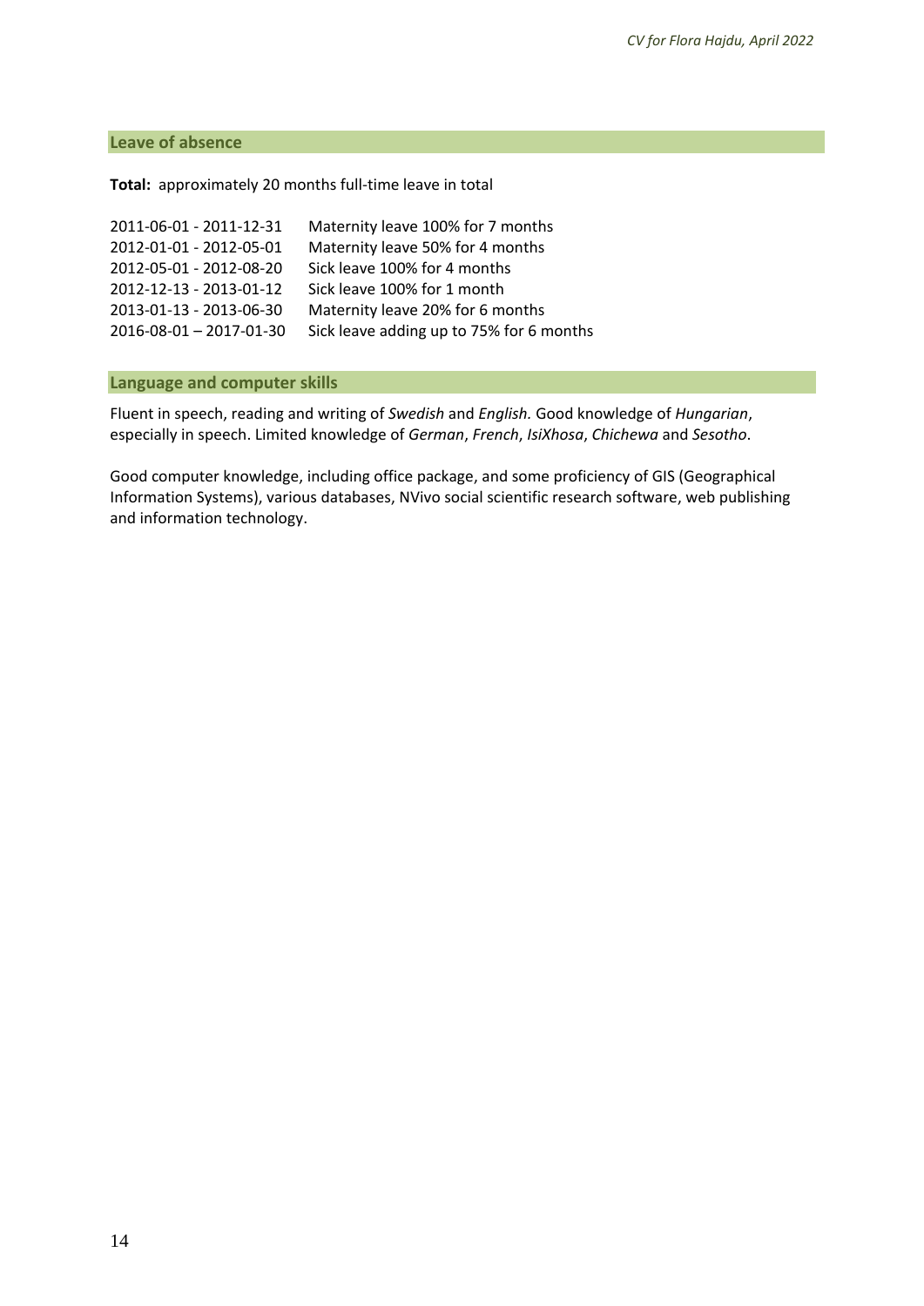## Leave of absence

**Total:** approximately 20 months full-time leave in total

| | |
|---|---|
| 2011-06-01 - 2011-12-31 | Maternity leave 100% for 7 months |
| 2012-01-01 - 2012-05-01 | Maternity leave 50% for 4 months |
| 2012-05-01 - 2012-08-20 | Sick leave 100% for 4 months |
| 2012-12-13 - 2013-01-12 | Sick leave 100% for 1 month |
| 2013-01-13 - 2013-06-30 | Maternity leave 20% for 6 months |
| 2016-08-01 – 2017-01-30 | Sick leave adding up to 75% for 6 months |

## Language and computer skills

Fluent in speech, reading and writing of *Swedish* and *English.* Good knowledge of *Hungarian*, especially in speech. Limited knowledge of *German*, *French*, *IsiXhosa*, *Chichewa* and *Sesotho*.

Good computer knowledge, including office package, and some proficiency of GIS (Geographical Information Systems), various databases, NVivo social scientific research software, web publishing and information technology.